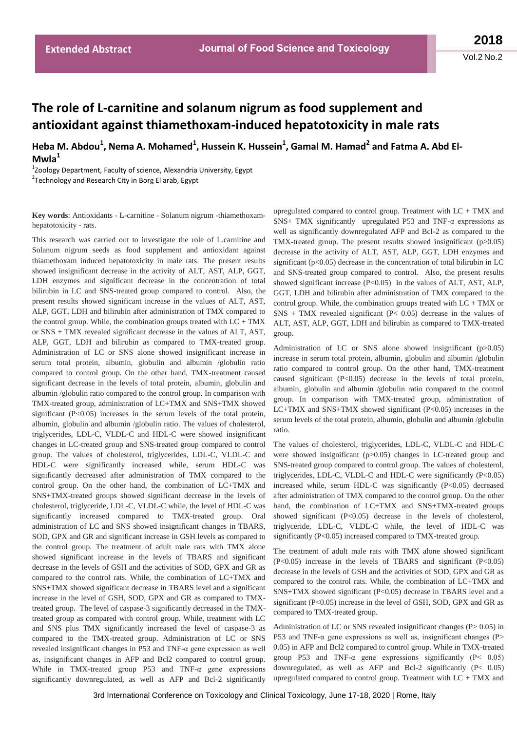# The role of L-carnitine and solanum nigrum as food supplement and antioxidant against thiamethoxam-induced hepatotoxicity in male rats

**Heba M. Abdou[1], Nema A. Mohamed[1], Hussein K. Hussein[1], Gamal M. Hamad[2] and Fatma A. Abd El-Mwla[1]**

[1]Zoology Department, Faculty of science, Alexandria University, Egypt
[2]Technology and Research City in Borg El arab, Egypt

**Key words**: Antioxidants - L-carnitine - Solanum nigrum -thiamethoxam-hepatotoxicity - rats.

This research was carried out to investigate the role of L.carnitine and Solanum nigrum seeds as food supplement and antioxidant against thiamethoxam induced hepatotoxicity in male rats. The present results showed insignificant decrease in the activity of ALT, AST, ALP, GGT, LDH enzymes and significant decrease in the concentration of total bilirubin in LC and SNS-treated group compared to control. Also, the present results showed significant increase in the values of ALT, AST, ALP, GGT, LDH and bilirubin after administration of TMX compared to the control group. While, the combination groups treated with LC + TMX or SNS + TMX revealed significant decrease in the values of ALT, AST, ALP, GGT, LDH and bilirubin as compared to TMX-treated group. Administration of LC or SNS alone showed insignificant increase in serum total protein, albumin, globulin and albumin /globulin ratio compared to control group. On the other hand, TMX-treatment caused significant decrease in the levels of total protein, albumin, globulin and albumin /globulin ratio compared to the control group. In comparison with TMX-treated group, administration of LC+TMX and SNS+TMX showed significant ($P<0.05$) increases in the serum levels of the total protein, albumin, globulin and albumin /globulin ratio. The values of cholesterol, triglycerides, LDL-C, VLDL-C and HDL-C were showed insignificant changes in LC-treated group and SNS-treated group compared to control group. The values of cholesterol, triglycerides, LDL-C, VLDL-C and HDL-C were significantly increased while, serum HDL-C was significantly decreased after administration of TMX compared to the control group. On the other hand, the combination of LC+TMX and SNS+TMX-treated groups showed significant decrease in the levels of cholesterol, triglyceride, LDL-C, VLDL-C while, the level of HDL-C was significantly increased compared to TMX-treated group. Oral administration of LC and SNS showed insignificant changes in TBARS, SOD, GPX and GR and significant increase in GSH levels as compared to the control group. The treatment of adult male rats with TMX alone showed significant increase in the levels of TBARS and significant decrease in the levels of GSH and the activities of SOD, GPX and GR as compared to the control rats. While, the combination of LC+TMX and SNS+TMX showed significant decrease in TBARS level and a significant increase in the level of GSH, SOD, GPX and GR as compared to TMX-treated group. The level of caspase-3 significantly decreased in the TMX-treated group as compared with control group. While, treatment with LC and SNS plus TMX significantly increased the level of caspase-3 as compared to the TMX-treated group. Administration of LC or SNS revealed insignificant changes in P53 and TNF-α gene expression as well as, insignificant changes in AFP and Bcl2 compared to control group. While in TMX-treated group P53 and TNF-α gene expressions significantly downregulated, as well as AFP and Bcl-2 significantly upregulated compared to control group. Treatment with LC + TMX and SNS+ TMX significantly upregulated P53 and TNF-α expressions as well as significantly downregulated AFP and Bcl-2 as compared to the TMX-treated group. The present results showed insignificant ($p>0.05$) decrease in the activity of ALT, AST, ALP, GGT, LDH enzymes and significant ($p<0.05$) decrease in the concentration of total bilirubin in LC and SNS-treated group compared to control. Also, the present results showed significant increase ($P<0.05$) in the values of ALT, AST, ALP, GGT, LDH and bilirubin after administration of TMX compared to the control group. While, the combination groups treated with LC + TMX or SNS + TMX revealed significant ($P< 0.05$) decrease in the values of ALT, AST, ALP, GGT, LDH and bilirubin as compared to TMX-treated group.

Administration of LC or SNS alone showed insignificant ($p>0.05$) increase in serum total protein, albumin, globulin and albumin /globulin ratio compared to control group. On the other hand, TMX-treatment caused significant ($P<0.05$) decrease in the levels of total protein, albumin, globulin and albumin /globulin ratio compared to the control group. In comparison with TMX-treated group, administration of LC+TMX and SNS+TMX showed significant ($P<0.05$) increases in the serum levels of the total protein, albumin, globulin and albumin /globulin ratio.

The values of cholesterol, triglycerides, LDL-C, VLDL-C and HDL-C were showed insignificant ($p>0.05$) changes in LC-treated group and SNS-treated group compared to control group. The values of cholesterol, triglycerides, LDL-C, VLDL-C and HDL-C were significantly ($P<0.05$) increased while, serum HDL-C was significantly ($P<0.05$) decreased after administration of TMX compared to the control group. On the other hand, the combination of LC+TMX and SNS+TMX-treated groups showed significant ($P<0.05$) decrease in the levels of cholesterol, triglyceride, LDL-C, VLDL-C while, the level of HDL-C was significantly ($P<0.05$) increased compared to TMX-treated group.

The treatment of adult male rats with TMX alone showed significant ($P<0.05$) increase in the levels of TBARS and significant ($P<0.05$) decrease in the levels of GSH and the activities of SOD, GPX and GR as compared to the control rats. While, the combination of LC+TMX and SNS+TMX showed significant ($P<0.05$) decrease in TBARS level and a significant ($P<0.05$) increase in the level of GSH, SOD, GPX and GR as compared to TMX-treated group.

Administration of LC or SNS revealed insignificant changes ($P> 0.05$) in P53 and TNF-α gene expressions as well as, insignificant changes ($P> 0.05$) in AFP and Bcl2 compared to control group. While in TMX-treated group P53 and TNF-α gene expressions significantly ($P< 0.05$) downregulated, as well as AFP and Bcl-2 significantly ($P< 0.05$) upregulated compared to control group. Treatment with LC + TMX and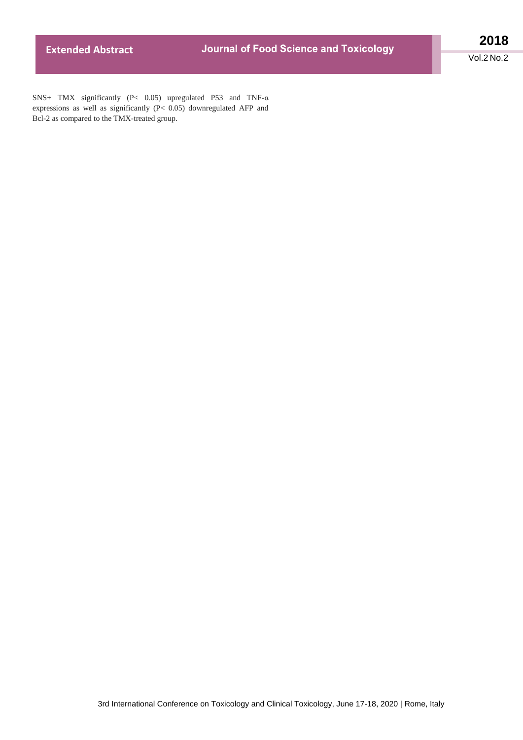SNS+ TMX significantly ($P < 0.05$) upregulated P53 and TNF-α expressions as well as significantly ($P < 0.05$) downregulated AFP and Bcl-2 as compared to the TMX-treated group.